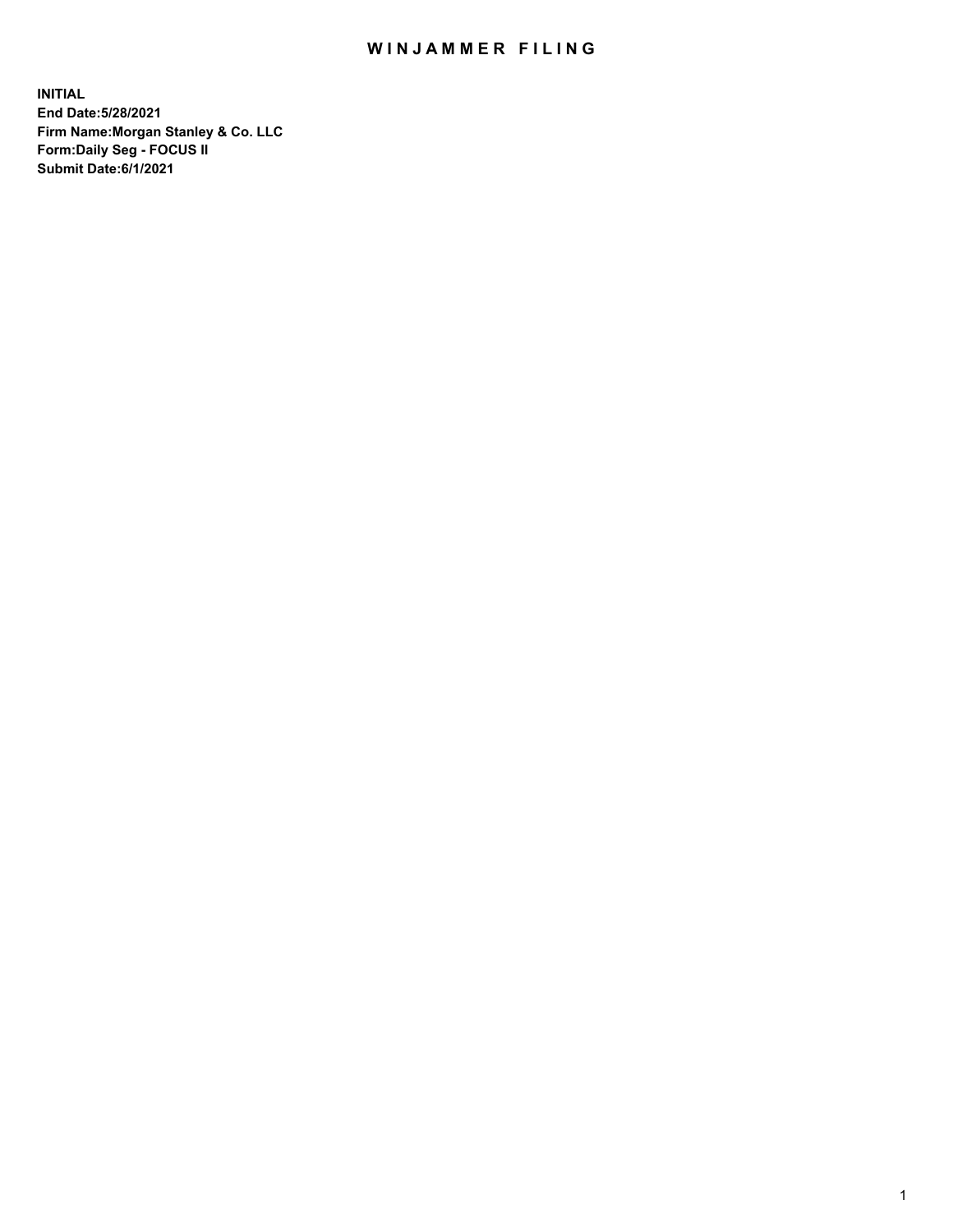# WINJAMMER FILING

**INITIAL**
**End Date:5/28/2021**
**Firm Name:Morgan Stanley & Co. LLC**
**Form:Daily Seg - FOCUS II**
**Submit Date:6/1/2021**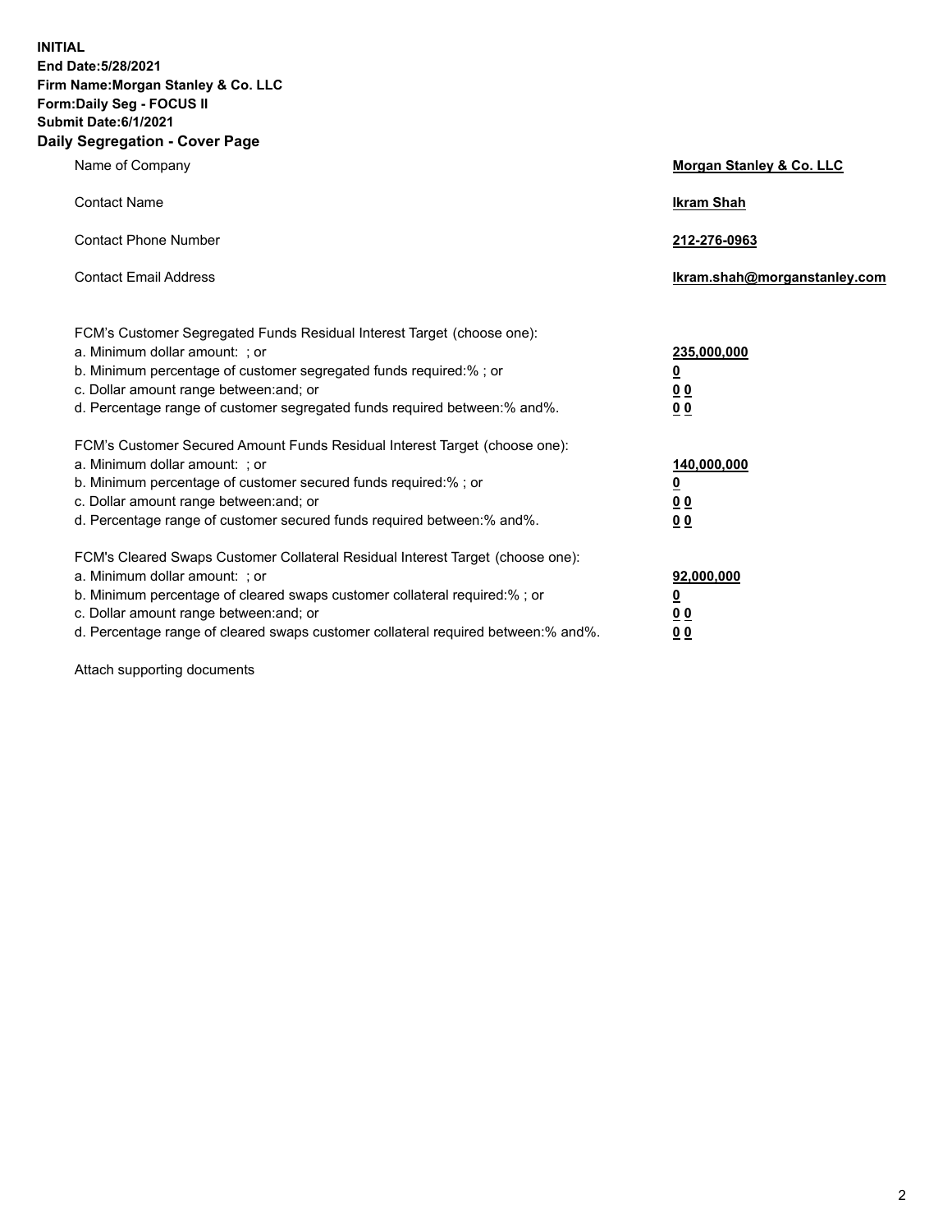**INITIAL**
**End Date:5/28/2021**
**Firm Name:Morgan Stanley & Co. LLC**
**Form:Daily Seg - FOCUS II**
**Submit Date:6/1/2021**

## Daily Segregation - Cover Page

| | |
|---|---|
| Name of Company | **Morgan Stanley & Co. LLC** |
| Contact Name | **Ikram Shah** |
| Contact Phone Number | **212-276-0963** |
| Contact Email Address | **Ikram.shah@morganstanley.com** |

| | |
|---|---|
| FCM's Customer Segregated Funds Residual Interest Target (choose one): | |
| a. Minimum dollar amount: ; or | **235,000,000** |
| b. Minimum percentage of customer segregated funds required:% ; or | **0** |
| c. Dollar amount range between:and; or | **0 0** |
| d. Percentage range of customer segregated funds required between:% and%. | **0 0** |
| FCM's Customer Secured Amount Funds Residual Interest Target (choose one): | |
| a. Minimum dollar amount: ; or | **140,000,000** |
| b. Minimum percentage of customer secured funds required:% ; or | **0** |
| c. Dollar amount range between:and; or | **0 0** |
| d. Percentage range of customer secured funds required between:% and%. | **0 0** |
| FCM's Cleared Swaps Customer Collateral Residual Interest Target (choose one): | |
| a. Minimum dollar amount: ; or | **92,000,000** |
| b. Minimum percentage of cleared swaps customer collateral required:% ; or | **0** |
| c. Dollar amount range between:and; or | **0 0** |
| d. Percentage range of cleared swaps customer collateral required between:% and%. | **0 0** |

Attach supporting documents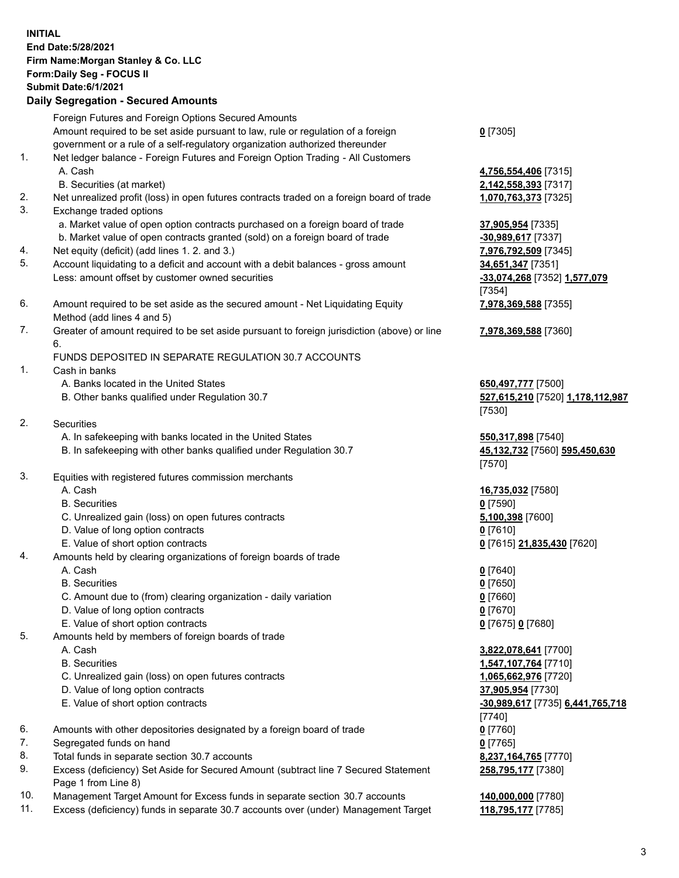**INITIAL**
**End Date:5/28/2021**
**Firm Name:Morgan Stanley & Co. LLC**
**Form:Daily Seg - FOCUS II**
**Submit Date:6/1/2021**

## Daily Segregation - Secured Amounts

| | | |
|---|---|---|
| | Foreign Futures and Foreign Options Secured Amounts | |
| | Amount required to be set aside pursuant to law, rule or regulation of a foreign government or a rule of a self-regulatory organization authorized thereunder | **0** [7305] |
| 1. | Net ledger balance - Foreign Futures and Foreign Option Trading - All Customers | |
| | A. Cash | **4,756,554,406** [7315] |
| | B. Securities (at market) | **2,142,558,393** [7317] |
| 2. | Net unrealized profit (loss) in open futures contracts traded on a foreign board of trade | **1,070,763,373** [7325] |
| 3. | Exchange traded options | |
| | a. Market value of open option contracts purchased on a foreign board of trade | **37,905,954** [7335] |
| | b. Market value of open contracts granted (sold) on a foreign board of trade | **-30,989,617** [7337] |
| 4. | Net equity (deficit) (add lines 1. 2. and 3.) | **7,976,792,509** [7345] |
| 5. | Account liquidating to a deficit and account with a debit balances - gross amount | **34,651,347** [7351] |
| | Less: amount offset by customer owned securities | **-33,074,268** [7352] **1,577,079** [7354] |
| 6. | Amount required to be set aside as the secured amount - Net Liquidating Equity Method (add lines 4 and 5) | **7,978,369,588** [7355] |
| 7. | Greater of amount required to be set aside pursuant to foreign jurisdiction (above) or line 6. | **7,978,369,588** [7360] |
| | FUNDS DEPOSITED IN SEPARATE REGULATION 30.7 ACCOUNTS | |
| 1. | Cash in banks | |
| | A. Banks located in the United States | **650,497,777** [7500] |
| | B. Other banks qualified under Regulation 30.7 | **527,615,210** [7520] **1,178,112,987** [7530] |
| 2. | Securities | |
| | A. In safekeeping with banks located in the United States | **550,317,898** [7540] |
| | B. In safekeeping with other banks qualified under Regulation 30.7 | **45,132,732** [7560] **595,450,630** [7570] |
| 3. | Equities with registered futures commission merchants | |
| | A. Cash | **16,735,032** [7580] |
| | B. Securities | **0** [7590] |
| | C. Unrealized gain (loss) on open futures contracts | **5,100,398** [7600] |
| | D. Value of long option contracts | **0** [7610] |
| | E. Value of short option contracts | **0** [7615] **21,835,430** [7620] |
| 4. | Amounts held by clearing organizations of foreign boards of trade | |
| | A. Cash | **0** [7640] |
| | B. Securities | **0** [7650] |
| | C. Amount due to (from) clearing organization - daily variation | **0** [7660] |
| | D. Value of long option contracts | **0** [7670] |
| | E. Value of short option contracts | **0** [7675] **0** [7680] |
| 5. | Amounts held by members of foreign boards of trade | |
| | A. Cash | **3,822,078,641** [7700] |
| | B. Securities | **1,547,107,764** [7710] |
| | C. Unrealized gain (loss) on open futures contracts | **1,065,662,976** [7720] |
| | D. Value of long option contracts | **37,905,954** [7730] |
| | E. Value of short option contracts | **-30,989,617** [7735] **6,441,765,718** [7740] |
| 6. | Amounts with other depositories designated by a foreign board of trade | **0** [7760] |
| 7. | Segregated funds on hand | **0** [7765] |
| 8. | Total funds in separate section 30.7 accounts | **8,237,164,765** [7770] |
| 9. | Excess (deficiency) Set Aside for Secured Amount (subtract line 7 Secured Statement Page 1 from Line 8) | **258,795,177** [7380] |
| 10. | Management Target Amount for Excess funds in separate section 30.7 accounts | **140,000,000** [7780] |
| 11. | Excess (deficiency) funds in separate 30.7 accounts over (under) Management Target | **118,795,177** [7785] |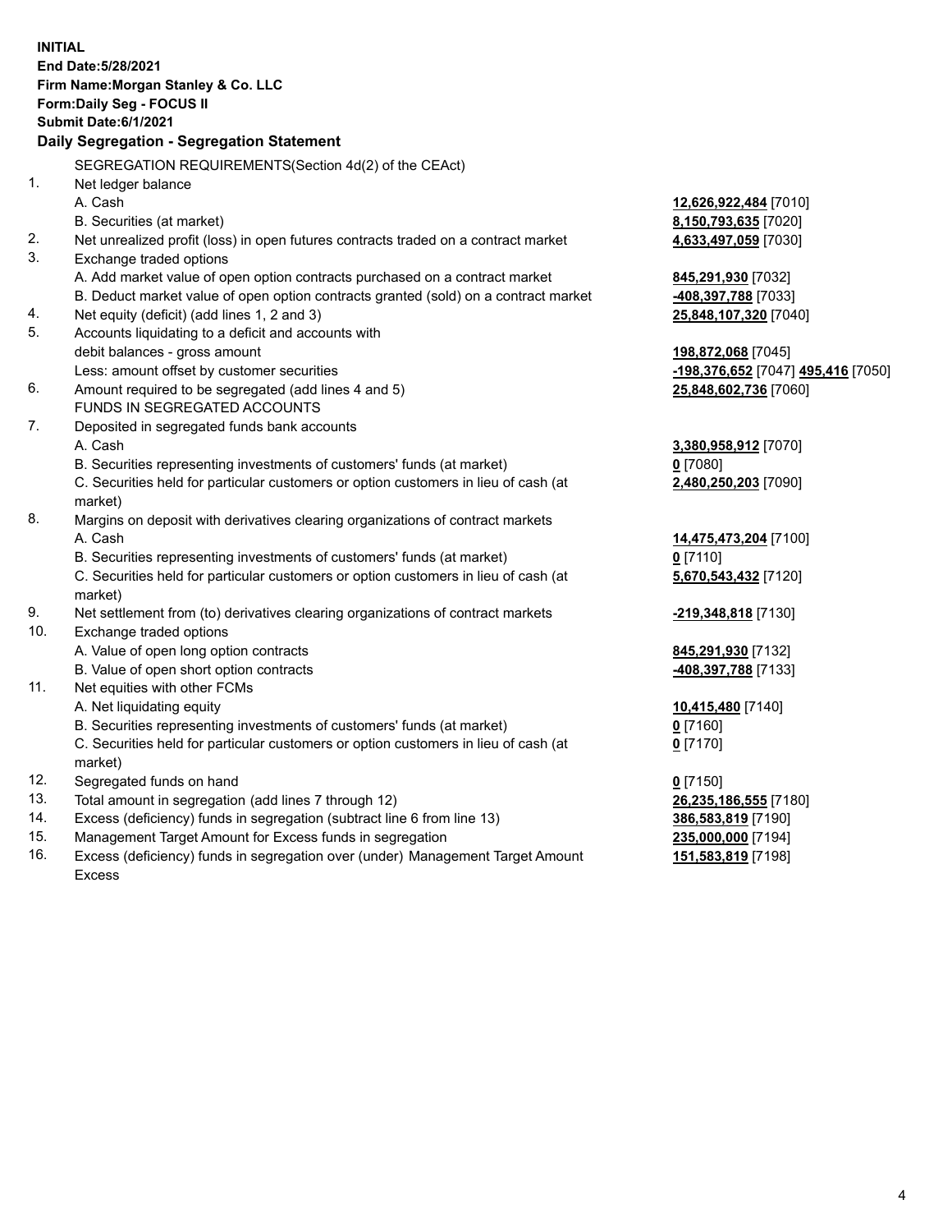**INITIAL**
**End Date:5/28/2021**
**Firm Name:Morgan Stanley & Co. LLC**
**Form:Daily Seg - FOCUS II**
**Submit Date:6/1/2021**

## Daily Segregation - Segregation Statement

| | | |
|---|---|---|
| | SEGREGATION REQUIREMENTS(Section 4d(2) of the CEAct) | |
| 1. | Net ledger balance | |
| | A. Cash | **12,626,922,484** [7010] |
| | B. Securities (at market) | **8,150,793,635** [7020] |
| 2. | Net unrealized profit (loss) in open futures contracts traded on a contract market | **4,633,497,059** [7030] |
| 3. | Exchange traded options | |
| | A. Add market value of open option contracts purchased on a contract market | **845,291,930** [7032] |
| | B. Deduct market value of open option contracts granted (sold) on a contract market | **-408,397,788** [7033] |
| 4. | Net equity (deficit) (add lines 1, 2 and 3) | **25,848,107,320** [7040] |
| 5. | Accounts liquidating to a deficit and accounts with | |
| | debit balances - gross amount | **198,872,068** [7045] |
| | Less: amount offset by customer securities | **-198,376,652** [7047] **495,416** [7050] |
| 6. | Amount required to be segregated (add lines 4 and 5) | **25,848,602,736** [7060] |
| | FUNDS IN SEGREGATED ACCOUNTS | |
| 7. | Deposited in segregated funds bank accounts | |
| | A. Cash | **3,380,958,912** [7070] |
| | B. Securities representing investments of customers' funds (at market) | **0** [7080] |
| | C. Securities held for particular customers or option customers in lieu of cash (at market) | **2,480,250,203** [7090] |
| 8. | Margins on deposit with derivatives clearing organizations of contract markets | |
| | A. Cash | **14,475,473,204** [7100] |
| | B. Securities representing investments of customers' funds (at market) | **0** [7110] |
| | C. Securities held for particular customers or option customers in lieu of cash (at market) | **5,670,543,432** [7120] |
| 9. | Net settlement from (to) derivatives clearing organizations of contract markets | **-219,348,818** [7130] |
| 10. | Exchange traded options | |
| | A. Value of open long option contracts | **845,291,930** [7132] |
| | B. Value of open short option contracts | **-408,397,788** [7133] |
| 11. | Net equities with other FCMs | |
| | A. Net liquidating equity | **10,415,480** [7140] |
| | B. Securities representing investments of customers' funds (at market) | **0** [7160] |
| | C. Securities held for particular customers or option customers in lieu of cash (at market) | **0** [7170] |
| 12. | Segregated funds on hand | **0** [7150] |
| 13. | Total amount in segregation (add lines 7 through 12) | **26,235,186,555** [7180] |
| 14. | Excess (deficiency) funds in segregation (subtract line 6 from line 13) | **386,583,819** [7190] |
| 15. | Management Target Amount for Excess funds in segregation | **235,000,000** [7194] |
| 16. | Excess (deficiency) funds in segregation over (under) Management Target Amount Excess | **151,583,819** [7198] |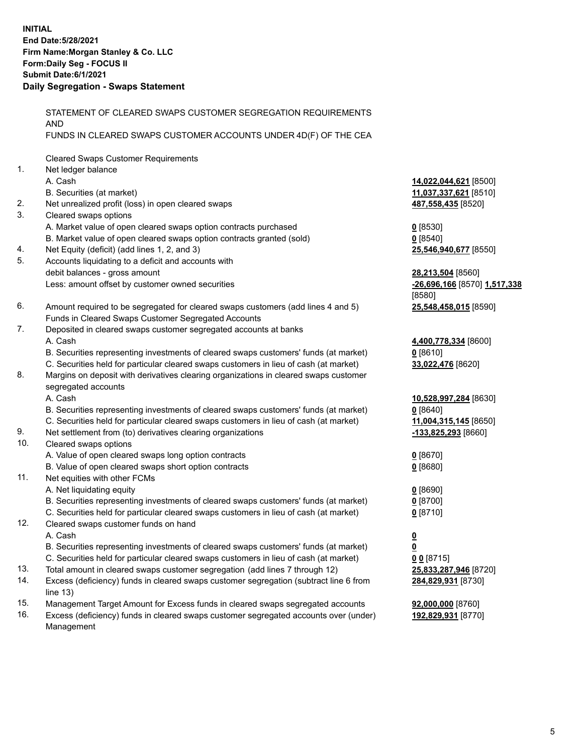**INITIAL**
**End Date:5/28/2021**
**Firm Name:Morgan Stanley & Co. LLC**
**Form:Daily Seg - FOCUS II**
**Submit Date:6/1/2021**
**Daily Segregation - Swaps Statement**

STATEMENT OF CLEARED SWAPS CUSTOMER SEGREGATION REQUIREMENTS AND
FUNDS IN CLEARED SWAPS CUSTOMER ACCOUNTS UNDER 4D(F) OF THE CEA

| | | |
|---|---|---|
| | Cleared Swaps Customer Requirements | |
| 1. | Net ledger balance | |
| | A. Cash | **14,022,044,621** [8500] |
| | B. Securities (at market) | **11,037,337,621** [8510] |
| 2. | Net unrealized profit (loss) in open cleared swaps | **487,558,435** [8520] |
| 3. | Cleared swaps options | |
| | A. Market value of open cleared swaps option contracts purchased | **0** [8530] |
| | B. Market value of open cleared swaps option contracts granted (sold) | **0** [8540] |
| 4. | Net Equity (deficit) (add lines 1, 2, and 3) | **25,546,940,677** [8550] |
| 5. | Accounts liquidating to a deficit and accounts with debit balances - gross amount | **28,213,504** [8560] |
| | Less: amount offset by customer owned securities | **-26,696,166** [8570] **1,517,338** [8580] |
| 6. | Amount required to be segregated for cleared swaps customers (add lines 4 and 5) | **25,548,458,015** [8590] |
| | Funds in Cleared Swaps Customer Segregated Accounts | |
| 7. | Deposited in cleared swaps customer segregated accounts at banks | |
| | A. Cash | **4,400,778,334** [8600] |
| | B. Securities representing investments of cleared swaps customers' funds (at market) | **0** [8610] |
| | C. Securities held for particular cleared swaps customers in lieu of cash (at market) | **33,022,476** [8620] |
| 8. | Margins on deposit with derivatives clearing organizations in cleared swaps customer segregated accounts | |
| | A. Cash | **10,528,997,284** [8630] |
| | B. Securities representing investments of cleared swaps customers' funds (at market) | **0** [8640] |
| | C. Securities held for particular cleared swaps customers in lieu of cash (at market) | **11,004,315,145** [8650] |
| 9. | Net settlement from (to) derivatives clearing organizations | **-133,825,293** [8660] |
| 10. | Cleared swaps options | |
| | A. Value of open cleared swaps long option contracts | **0** [8670] |
| | B. Value of open cleared swaps short option contracts | **0** [8680] |
| 11. | Net equities with other FCMs | |
| | A. Net liquidating equity | **0** [8690] |
| | B. Securities representing investments of cleared swaps customers' funds (at market) | **0** [8700] |
| | C. Securities held for particular cleared swaps customers in lieu of cash (at market) | **0** [8710] |
| 12. | Cleared swaps customer funds on hand | |
| | A. Cash | **0** |
| | B. Securities representing investments of cleared swaps customers' funds (at market) | **0** |
| | C. Securities held for particular cleared swaps customers in lieu of cash (at market) | **0** **0** [8715] |
| 13. | Total amount in cleared swaps customer segregation (add lines 7 through 12) | **25,833,287,946** [8720] |
| 14. | Excess (deficiency) funds in cleared swaps customer segregation (subtract line 6 from line 13) | **284,829,931** [8730] |
| 15. | Management Target Amount for Excess funds in cleared swaps segregated accounts | **92,000,000** [8760] |
| 16. | Excess (deficiency) funds in cleared swaps customer segregated accounts over (under) Management | **192,829,931** [8770] |